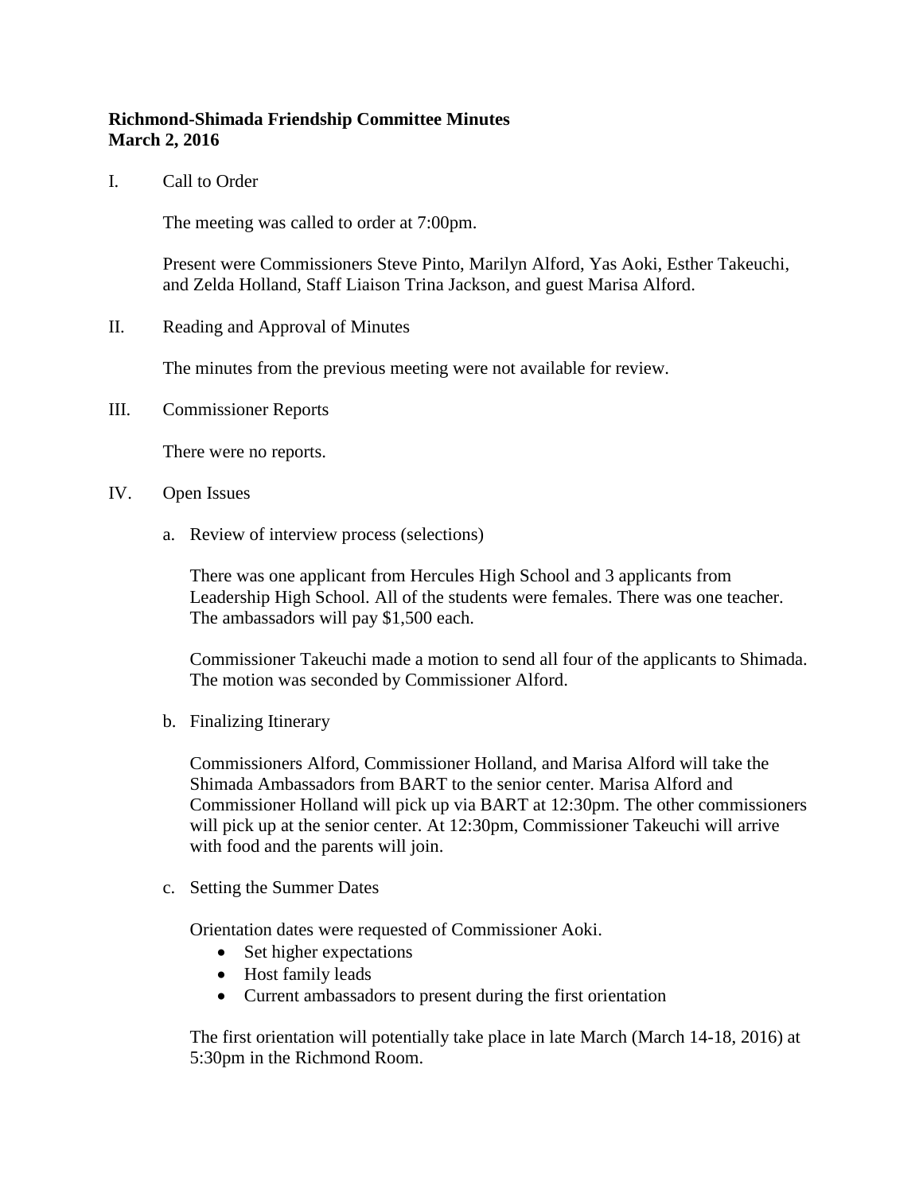**Richmond-Shimada Friendship Committee Minutes**
**March 2, 2016**

I. Call to Order

The meeting was called to order at 7:00pm.

Present were Commissioners Steve Pinto, Marilyn Alford, Yas Aoki, Esther Takeuchi, and Zelda Holland, Staff Liaison Trina Jackson, and guest Marisa Alford.

II. Reading and Approval of Minutes

The minutes from the previous meeting were not available for review.

III. Commissioner Reports

There were no reports.

IV. Open Issues

a. Review of interview process (selections)

There was one applicant from Hercules High School and 3 applicants from Leadership High School. All of the students were females. There was one teacher. The ambassadors will pay $1,500 each.

Commissioner Takeuchi made a motion to send all four of the applicants to Shimada. The motion was seconded by Commissioner Alford.

b. Finalizing Itinerary

Commissioners Alford, Commissioner Holland, and Marisa Alford will take the Shimada Ambassadors from BART to the senior center. Marisa Alford and Commissioner Holland will pick up via BART at 12:30pm. The other commissioners will pick up at the senior center. At 12:30pm, Commissioner Takeuchi will arrive with food and the parents will join.

c. Setting the Summer Dates

Orientation dates were requested of Commissioner Aoki.

- Set higher expectations
- Host family leads
- Current ambassadors to present during the first orientation

The first orientation will potentially take place in late March (March 14-18, 2016) at 5:30pm in the Richmond Room.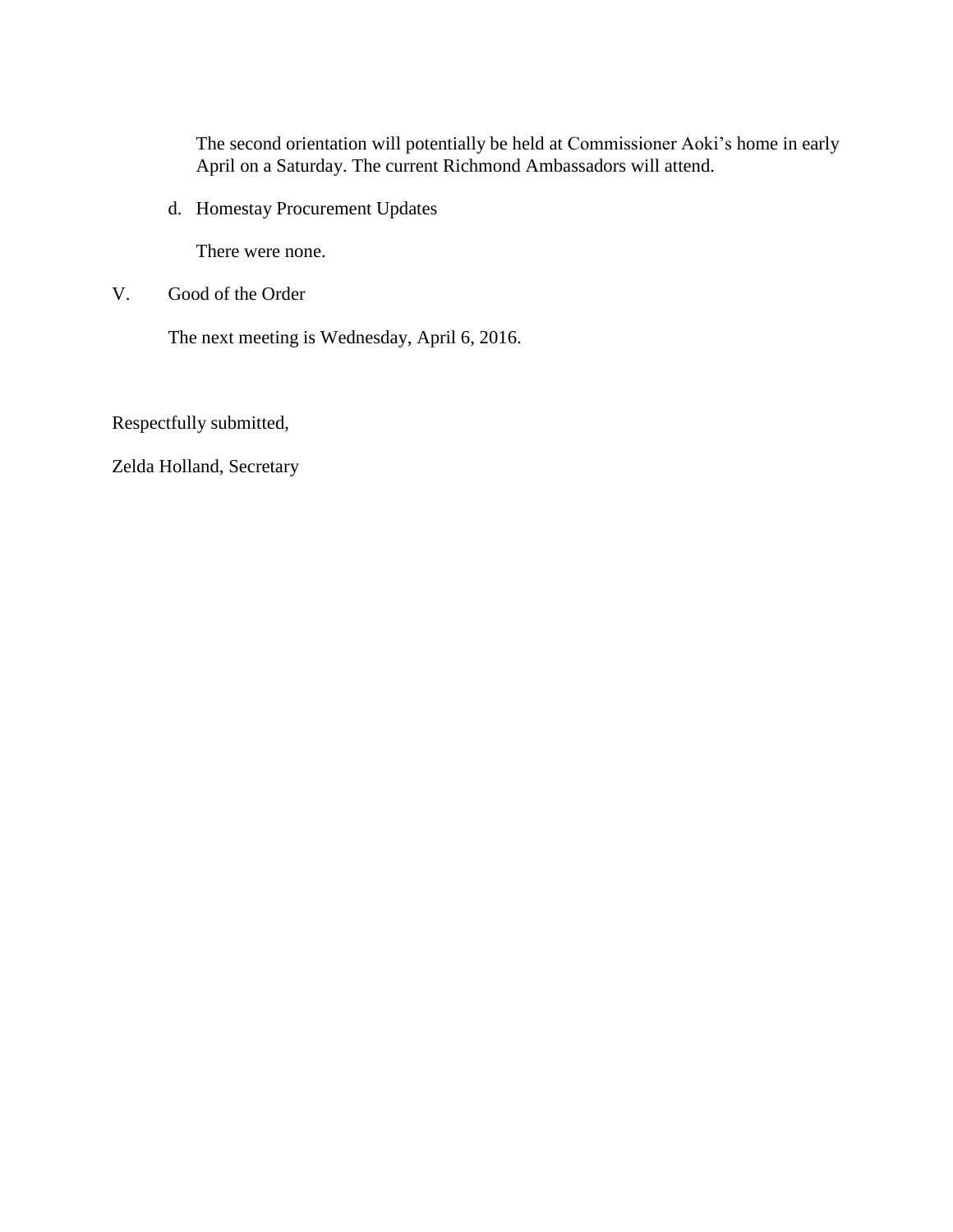The second orientation will potentially be held at Commissioner Aoki's home in early April on a Saturday. The current Richmond Ambassadors will attend.

d. Homestay Procurement Updates

There were none.

V. Good of the Order

The next meeting is Wednesday, April 6, 2016.

Respectfully submitted,

Zelda Holland, Secretary